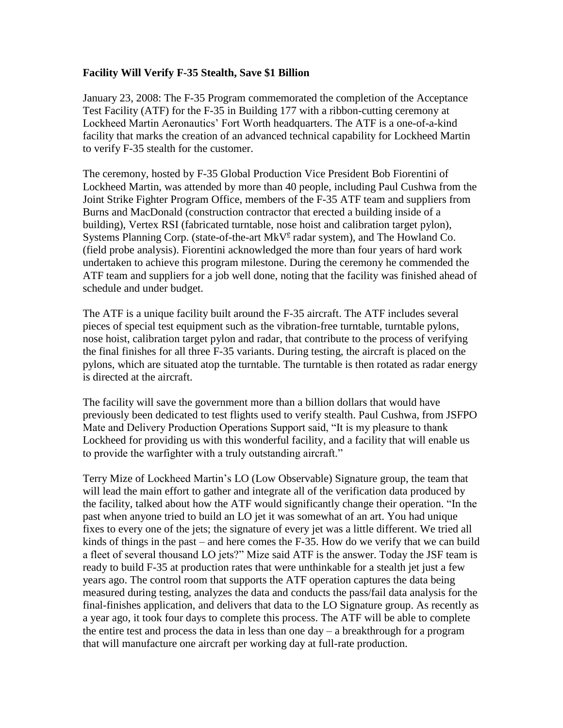**Facility Will Verify F-35 Stealth, Save $1 Billion**

January 23, 2008: The F-35 Program commemorated the completion of the Acceptance Test Facility (ATF) for the F-35 in Building 177 with a ribbon-cutting ceremony at Lockheed Martin Aeronautics' Fort Worth headquarters. The ATF is a one-of-a-kind facility that marks the creation of an advanced technical capability for Lockheed Martin to verify F-35 stealth for the customer.

The ceremony, hosted by F-35 Global Production Vice President Bob Fiorentini of Lockheed Martin, was attended by more than 40 people, including Paul Cushwa from the Joint Strike Fighter Program Office, members of the F-35 ATF team and suppliers from Burns and MacDonald (construction contractor that erected a building inside of a building), Vertex RSI (fabricated turntable, nose hoist and calibration target pylon), Systems Planning Corp. (state-of-the-art MkV^e radar system), and The Howland Co. (field probe analysis). Fiorentini acknowledged the more than four years of hard work undertaken to achieve this program milestone. During the ceremony he commended the ATF team and suppliers for a job well done, noting that the facility was finished ahead of schedule and under budget.

The ATF is a unique facility built around the F-35 aircraft. The ATF includes several pieces of special test equipment such as the vibration-free turntable, turntable pylons, nose hoist, calibration target pylon and radar, that contribute to the process of verifying the final finishes for all three F-35 variants. During testing, the aircraft is placed on the pylons, which are situated atop the turntable. The turntable is then rotated as radar energy is directed at the aircraft.

The facility will save the government more than a billion dollars that would have previously been dedicated to test flights used to verify stealth. Paul Cushwa, from JSFPO Mate and Delivery Production Operations Support said, "It is my pleasure to thank Lockheed for providing us with this wonderful facility, and a facility that will enable us to provide the warfighter with a truly outstanding aircraft."

Terry Mize of Lockheed Martin's LO (Low Observable) Signature group, the team that will lead the main effort to gather and integrate all of the verification data produced by the facility, talked about how the ATF would significantly change their operation. "In the past when anyone tried to build an LO jet it was somewhat of an art. You had unique fixes to every one of the jets; the signature of every jet was a little different. We tried all kinds of things in the past – and here comes the F-35. How do we verify that we can build a fleet of several thousand LO jets?" Mize said ATF is the answer. Today the JSF team is ready to build F-35 at production rates that were unthinkable for a stealth jet just a few years ago. The control room that supports the ATF operation captures the data being measured during testing, analyzes the data and conducts the pass/fail data analysis for the final-finishes application, and delivers that data to the LO Signature group. As recently as a year ago, it took four days to complete this process. The ATF will be able to complete the entire test and process the data in less than one day – a breakthrough for a program that will manufacture one aircraft per working day at full-rate production.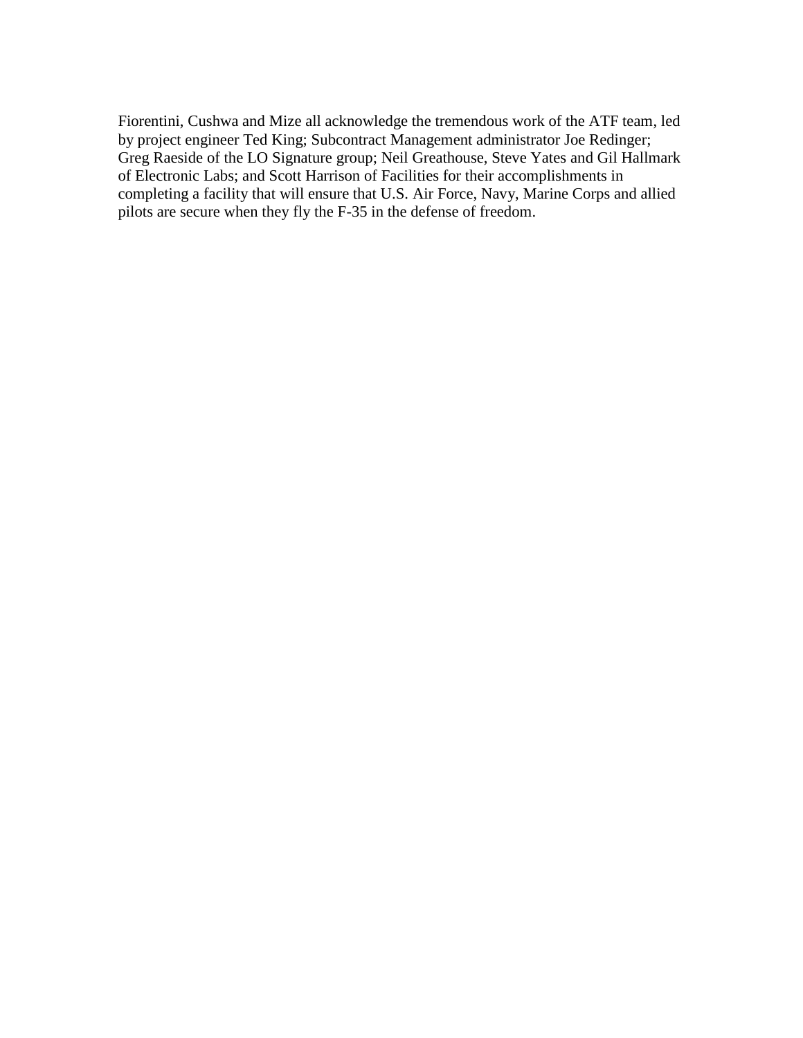Fiorentini, Cushwa and Mize all acknowledge the tremendous work of the ATF team, led by project engineer Ted King; Subcontract Management administrator Joe Redinger; Greg Raeside of the LO Signature group; Neil Greathouse, Steve Yates and Gil Hallmark of Electronic Labs; and Scott Harrison of Facilities for their accomplishments in completing a facility that will ensure that U.S. Air Force, Navy, Marine Corps and allied pilots are secure when they fly the F-35 in the defense of freedom.